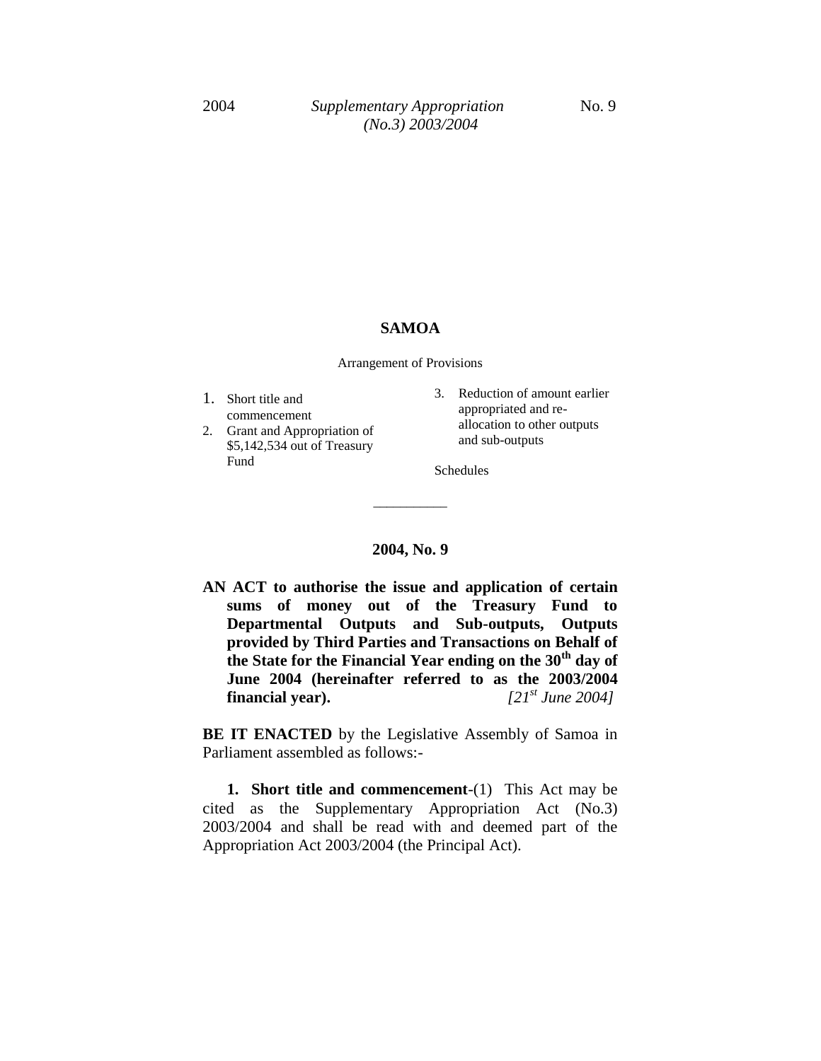# SAMOA

Arrangement of Provisions

1. Short title and commencement
2. Grant and Appropriation of $5,142,534 out of Treasury Fund
3. Reduction of amount earlier appropriated and re-allocation to other outputs and sub-outputs

Schedules

---

## 2004, No. 9

**AN ACT to authorise the issue and application of certain sums of money out of the Treasury Fund to Departmental Outputs and Sub-outputs, Outputs provided by Third Parties and Transactions on Behalf of the State for the Financial Year ending on the 30th day of June 2004 (hereinafter referred to as the 2003/2004 financial year).** *[21st June 2004]*

**BE IT ENACTED** by the Legislative Assembly of Samoa in Parliament assembled as follows:-

**1. Short title and commencement**-(1) This Act may be cited as the Supplementary Appropriation Act (No.3) 2003/2004 and shall be read with and deemed part of the Appropriation Act 2003/2004 (the Principal Act).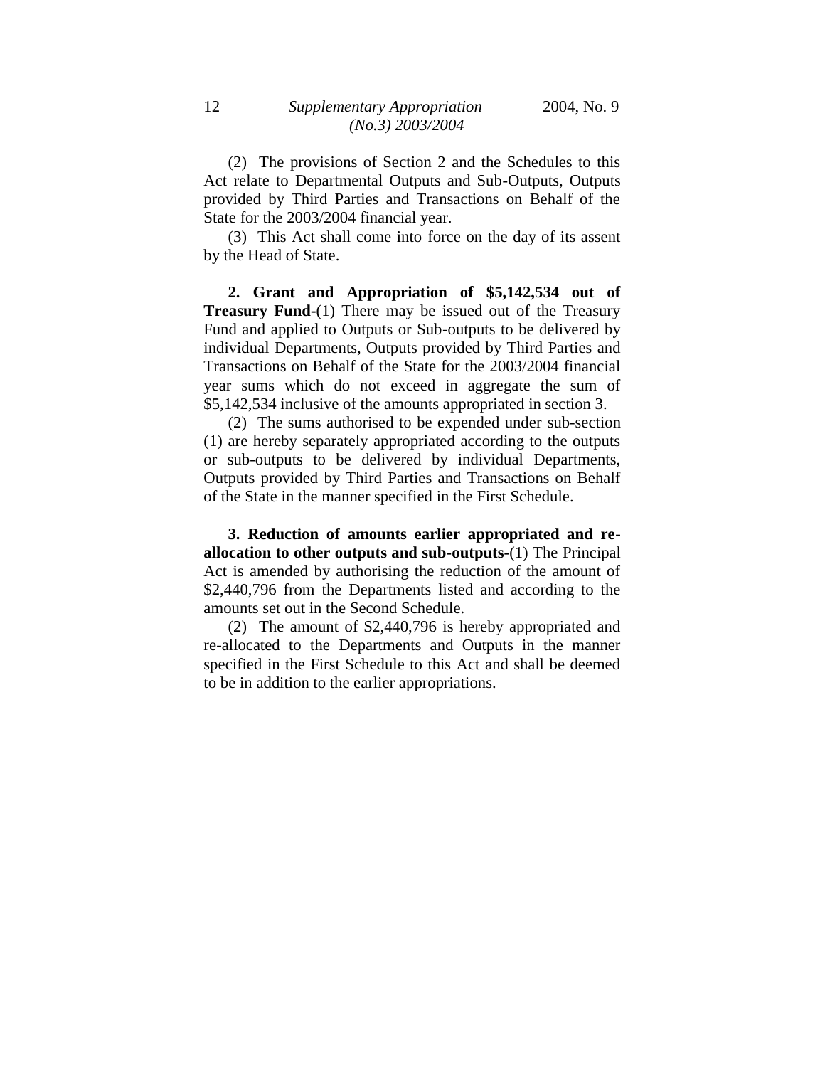(2) The provisions of Section 2 and the Schedules to this Act relate to Departmental Outputs and Sub-Outputs, Outputs provided by Third Parties and Transactions on Behalf of the State for the 2003/2004 financial year.

(3) This Act shall come into force on the day of its assent by the Head of State.

**2. Grant and Appropriation of $5,142,534 out of Treasury Fund-**(1) There may be issued out of the Treasury Fund and applied to Outputs or Sub-outputs to be delivered by individual Departments, Outputs provided by Third Parties and Transactions on Behalf of the State for the 2003/2004 financial year sums which do not exceed in aggregate the sum of $5,142,534 inclusive of the amounts appropriated in section 3.

(2) The sums authorised to be expended under sub-section (1) are hereby separately appropriated according to the outputs or sub-outputs to be delivered by individual Departments, Outputs provided by Third Parties and Transactions on Behalf of the State in the manner specified in the First Schedule.

**3. Reduction of amounts earlier appropriated and re-allocation to other outputs and sub-outputs-**(1) The Principal Act is amended by authorising the reduction of the amount of $2,440,796 from the Departments listed and according to the amounts set out in the Second Schedule.

(2) The amount of $2,440,796 is hereby appropriated and re-allocated to the Departments and Outputs in the manner specified in the First Schedule to this Act and shall be deemed to be in addition to the earlier appropriations.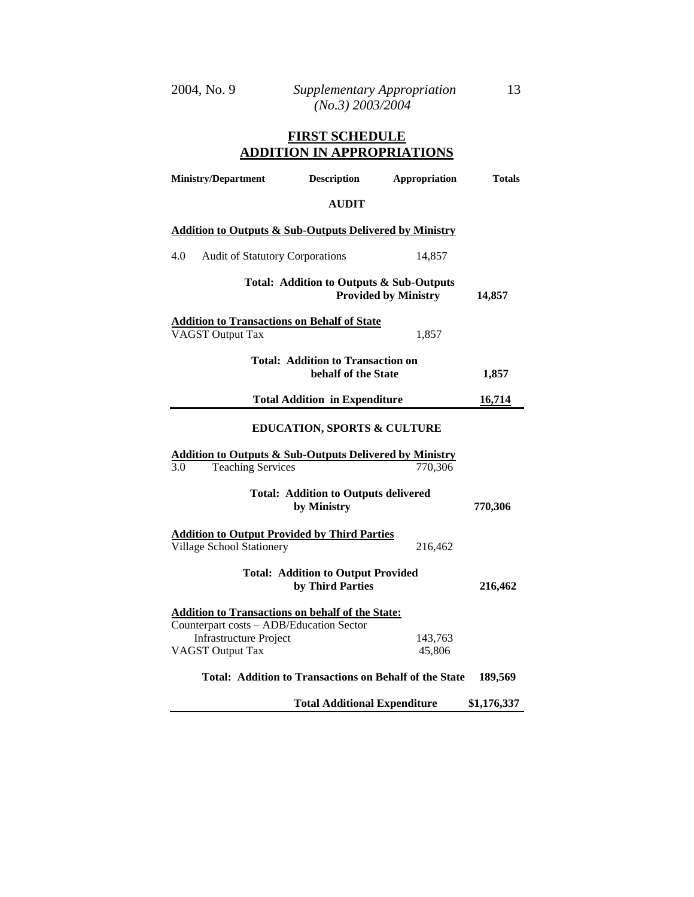## FIRST SCHEDULE
## ADDITION IN APPROPRIATIONS

| Ministry/Department | Description | Appropriation | Totals |
|---|---|---|---|
| | **AUDIT** | | |
| **Addition to Outputs & Sub-Outputs Delivered by Ministry** | | | |
| 4.0 Audit of Statutory Corporations | | 14,857 | |
| | **Total: Addition to Outputs & Sub-Outputs Provided by Ministry** | | **14,857** |
| **Addition to Transactions on Behalf of State** | | | |
| VAGST Output Tax | | 1,857 | |
| | **Total: Addition to Transaction on behalf of the State** | | **1,857** |
| | **Total Addition in Expenditure** | | **16,714** |
| | **EDUCATION, SPORTS & CULTURE** | | |
| **Addition to Outputs & Sub-Outputs Delivered by Ministry** | | | |
| 3.0 Teaching Services | | 770,306 | |
| | **Total: Addition to Outputs delivered by Ministry** | | **770,306** |
| **Addition to Output Provided by Third Parties** | | | |
| Village School Stationery | | 216,462 | |
| | **Total: Addition to Output Provided by Third Parties** | | **216,462** |
| **Addition to Transactions on behalf of the State:** | | | |
| Counterpart costs – ADB/Education Sector Infrastructure Project | | 143,763 | |
| VAGST Output Tax | | 45,806 | |
| | **Total: Addition to Transactions on Behalf of the State** | | **189,569** |
| | **Total Additional Expenditure** | | **$1,176,337** |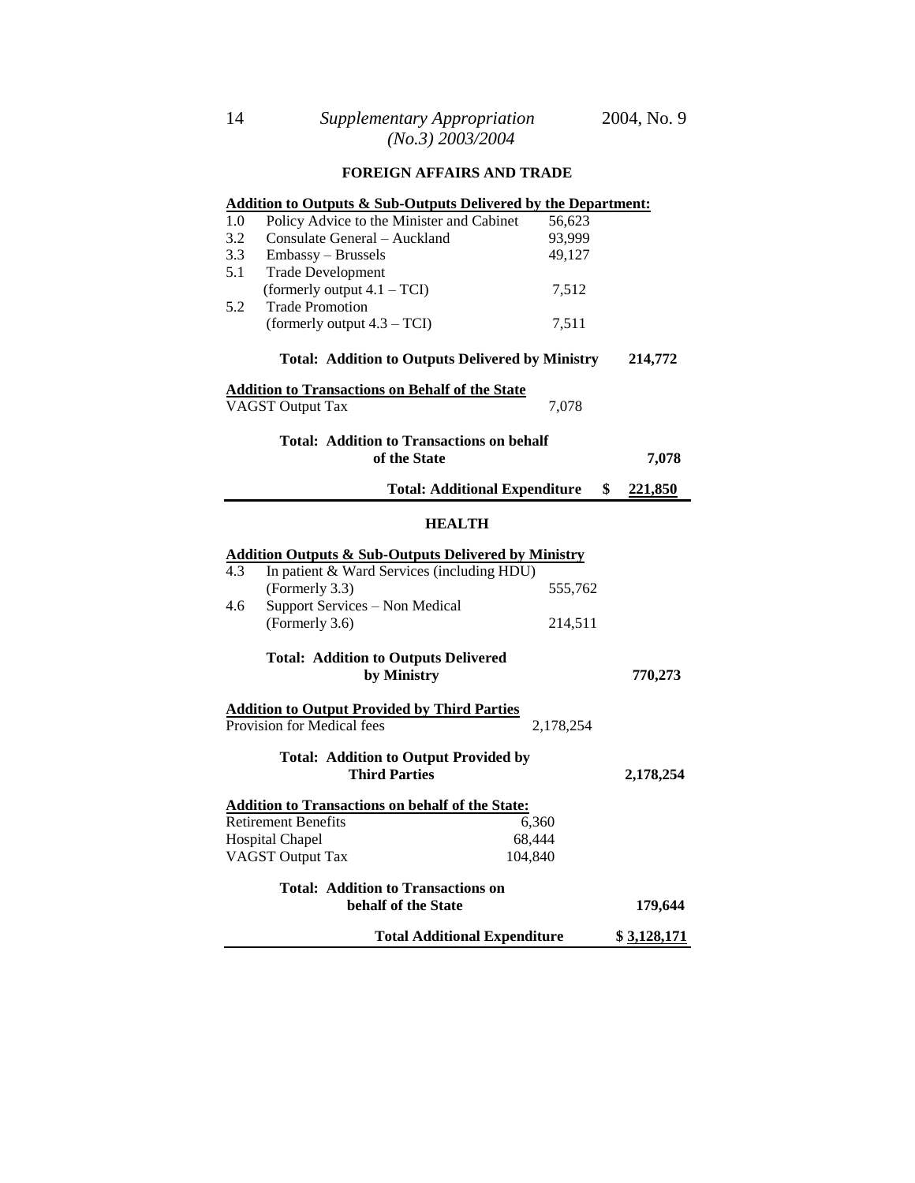## FOREIGN AFFAIRS AND TRADE

| | | | |
|---|---|---|---|
| **Addition to Outputs & Sub-Outputs Delivered by the Department:** | | | |
| 1.0 | Policy Advice to the Minister and Cabinet | 56,623 | |
| 3.2 | Consulate General – Auckland | 93,999 | |
| 3.3 | Embassy – Brussels | 49,127 | |
| 5.1 | Trade Development (formerly output 4.1 – TCI) | 7,512 | |
| 5.2 | Trade Promotion (formerly output 4.3 – TCI) | 7,511 | |
| | **Total: Addition to Outputs Delivered by Ministry** | | **214,772** |
| **Addition to Transactions on Behalf of the State** | | | |
| | VAGST Output Tax | 7,078 | |
| | **Total: Addition to Transactions on behalf of the State** | | **7,078** |
| | **Total: Additional Expenditure** | | **$ 221,850** |

## HEALTH

| | | | |
|---|---|---|---|
| **Addition Outputs & Sub-Outputs Delivered by Ministry** | | | |
| 4.3 | In patient & Ward Services (including HDU) (Formerly 3.3) | 555,762 | |
| 4.6 | Support Services – Non Medical (Formerly 3.6) | 214,511 | |
| | **Total: Addition to Outputs Delivered by Ministry** | | **770,273** |
| **Addition to Output Provided by Third Parties** | | | |
| | Provision for Medical fees | 2,178,254 | |
| | **Total: Addition to Output Provided by Third Parties** | | **2,178,254** |
| **Addition to Transactions on behalf of the State:** | | | |
| | Retirement Benefits | 6,360 | |
| | Hospital Chapel | 68,444 | |
| | VAGST Output Tax | 104,840 | |
| | **Total: Addition to Transactions on behalf of the State** | | **179,644** |
| | **Total Additional Expenditure** | | **$ 3,128,171** |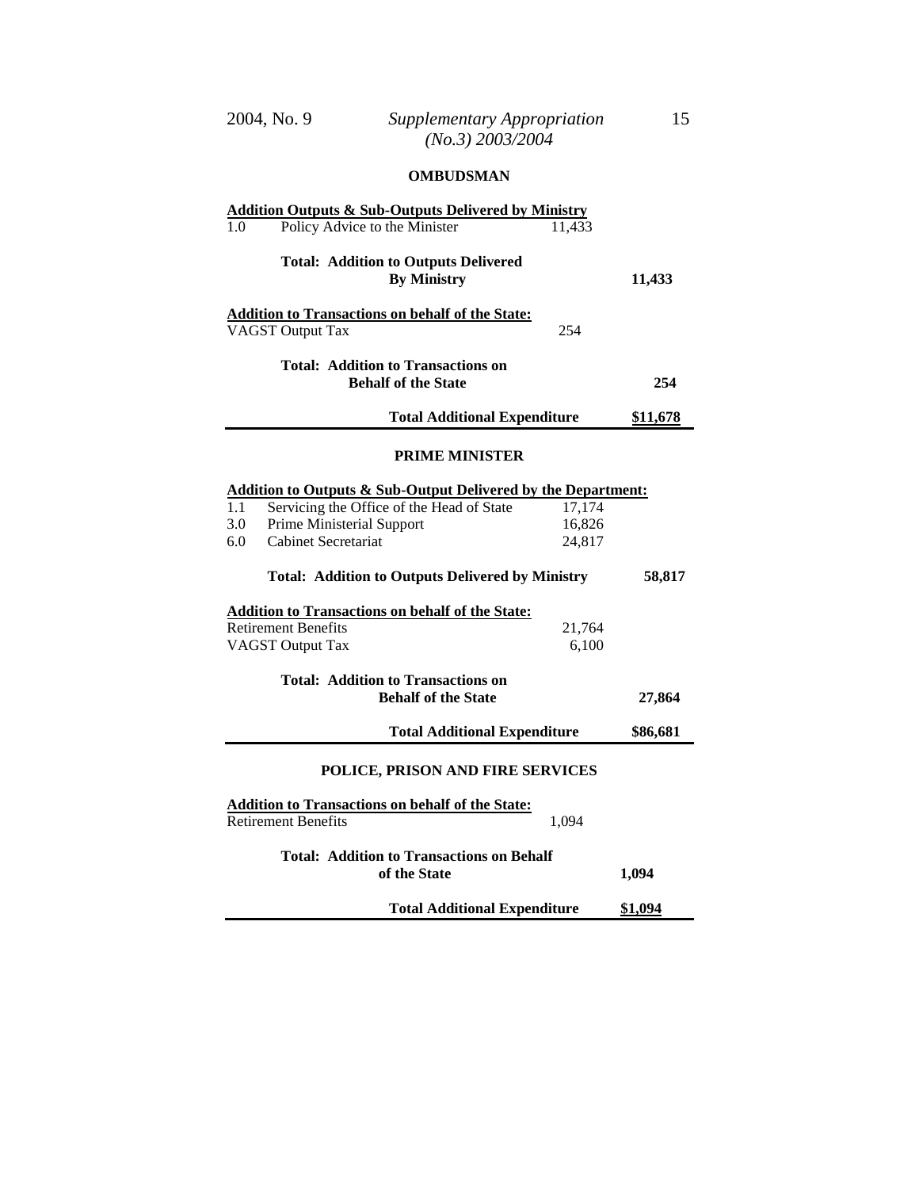## OMBUDSMAN

| | | | |
|---|---|---|---|
| **Addition Outputs & Sub-Outputs Delivered by Ministry** | | | |
| 1.0 | Policy Advice to the Minister | 11,433 | |
| | **Total: Addition to Outputs Delivered By Ministry** | | **11,433** |
| **Addition to Transactions on behalf of the State:** | | | |
| | VAGST Output Tax | 254 | |
| | **Total: Addition to Transactions on Behalf of the State** | | **254** |
| | **Total Additional Expenditure** | | **\$11,678** |

## PRIME MINISTER

| | | | |
|---|---|---|---|
| **Addition to Outputs & Sub-Output Delivered by the Department:** | | | |
| 1.1 | Servicing the Office of the Head of State | 17,174 | |
| 3.0 | Prime Ministerial Support | 16,826 | |
| 6.0 | Cabinet Secretariat | 24,817 | |
| | **Total: Addition to Outputs Delivered by Ministry** | | **58,817** |
| **Addition to Transactions on behalf of the State:** | | | |
| | Retirement Benefits | 21,764 | |
| | VAGST Output Tax | 6,100 | |
| | **Total: Addition to Transactions on Behalf of the State** | | **27,864** |
| | **Total Additional Expenditure** | | **\$86,681** |

## POLICE, PRISON AND FIRE SERVICES

| | | | |
|---|---|---|---|
| **Addition to Transactions on behalf of the State:** | | | |
| | Retirement Benefits | 1,094 | |
| | **Total: Addition to Transactions on Behalf of the State** | | **1,094** |
| | **Total Additional Expenditure** | | **\$1,094** |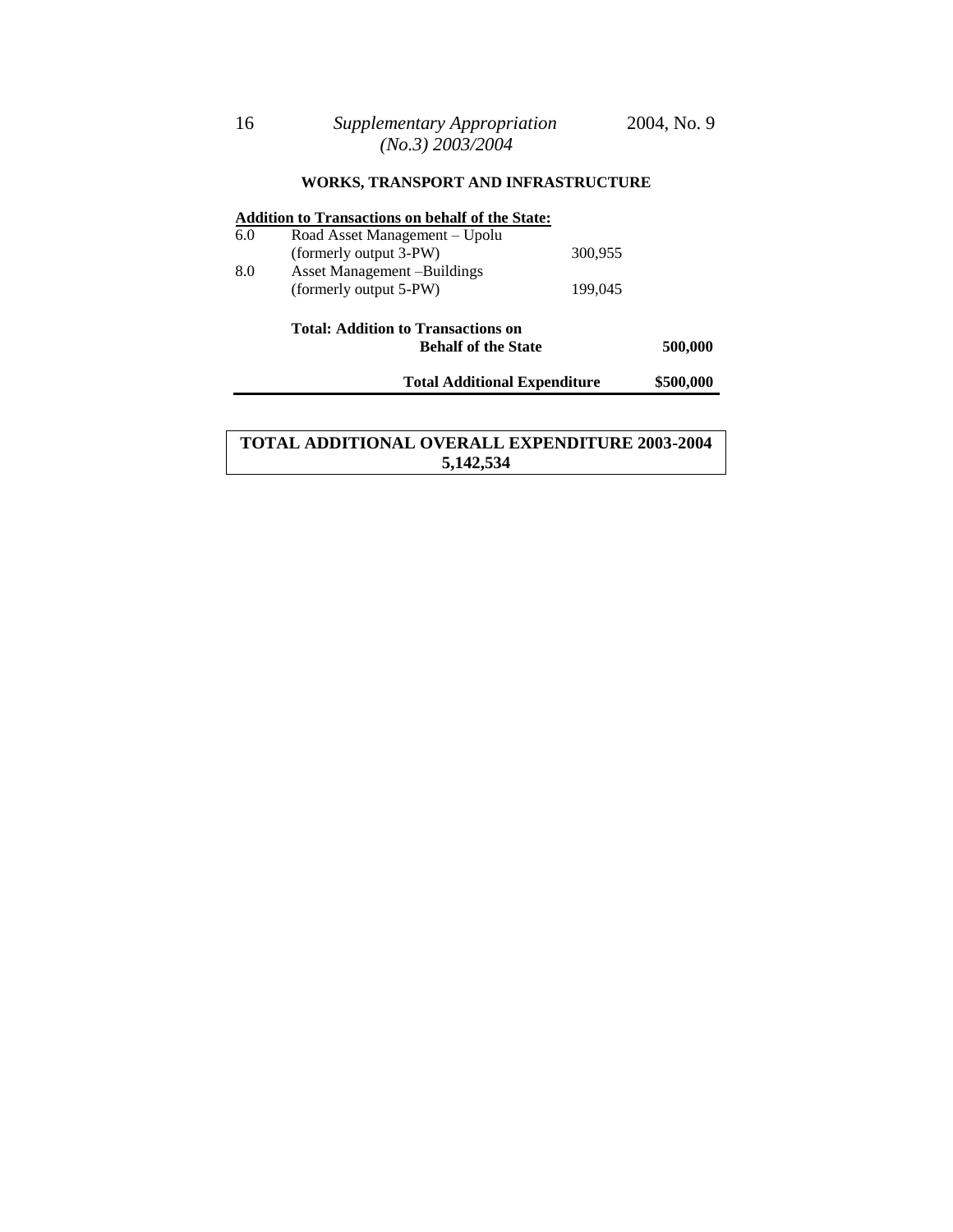**WORKS, TRANSPORT AND INFRASTRUCTURE**

**Addition to Transactions on behalf of the State:**

| | | | |
|---|---|---|---|
| 6.0 | Road Asset Management – Upolu (formerly output 3-PW) | 300,955 | |
| 8.0 | Asset Management –Buildings (formerly output 5-PW) | 199,045 | |
| | **Total: Addition to Transactions on Behalf of the State** | | **500,000** |
| | **Total Additional Expenditure** | | **\$500,000** |

**TOTAL ADDITIONAL OVERALL EXPENDITURE 2003-2004**
**5,142,534**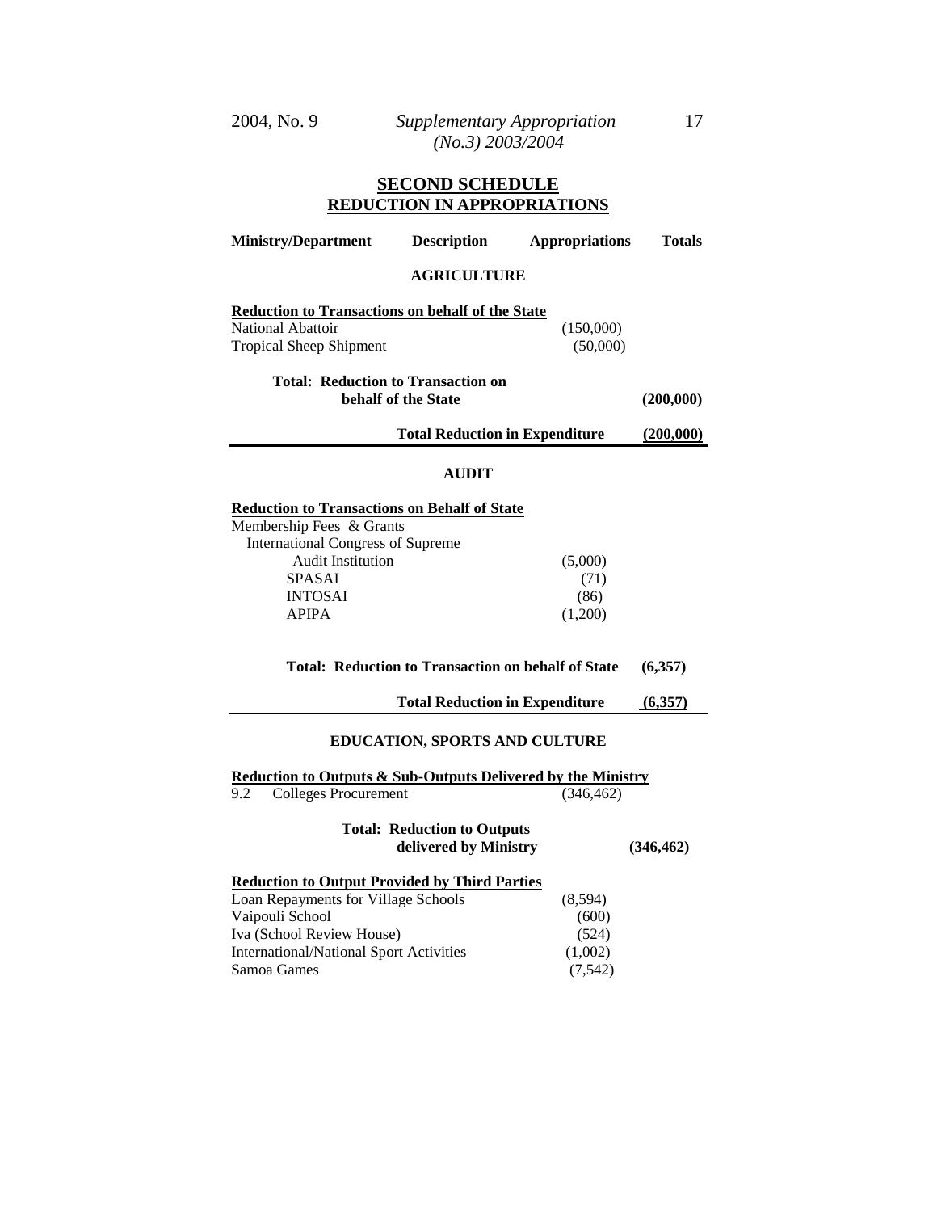## SECOND SCHEDULE
## REDUCTION IN APPROPRIATIONS

| Ministry/Department | Description | Appropriations | Totals |
|---|---|---|---|
| | **AGRICULTURE** | | |
| **Reduction to Transactions on behalf of the State** | | | |
| National Abattoir | | (150,000) | |
| Tropical Sheep Shipment | | (50,000) | |
| **Total: Reduction to Transaction on behalf of the State** | | | **(200,000)** |
| | **Total Reduction in Expenditure** | | **(200,000)** |
| | **AUDIT** | | |
| **Reduction to Transactions on Behalf of State** | | | |
| Membership Fees & Grants | | | |
| International Congress of Supreme Audit Institution | | (5,000) | |
| SPASAI | | (71) | |
| INTOSAI | | (86) | |
| APIPA | | (1,200) | |
| **Total: Reduction to Transaction on behalf of State** | | | **(6,357)** |
| | **Total Reduction in Expenditure** | | **(6,357)** |
| | **EDUCATION, SPORTS AND CULTURE** | | |
| **Reduction to Outputs & Sub-Outputs Delivered by the Ministry** | | | |
| 9.2 Colleges Procurement | | (346,462) | |
| **Total: Reduction to Outputs delivered by Ministry** | | | **(346,462)** |
| **Reduction to Output Provided by Third Parties** | | | |
| Loan Repayments for Village Schools | | (8,594) | |
| Vaipouli School | | (600) | |
| Iva (School Review House) | | (524) | |
| International/National Sport Activities | | (1,002) | |
| Samoa Games | | (7,542) | |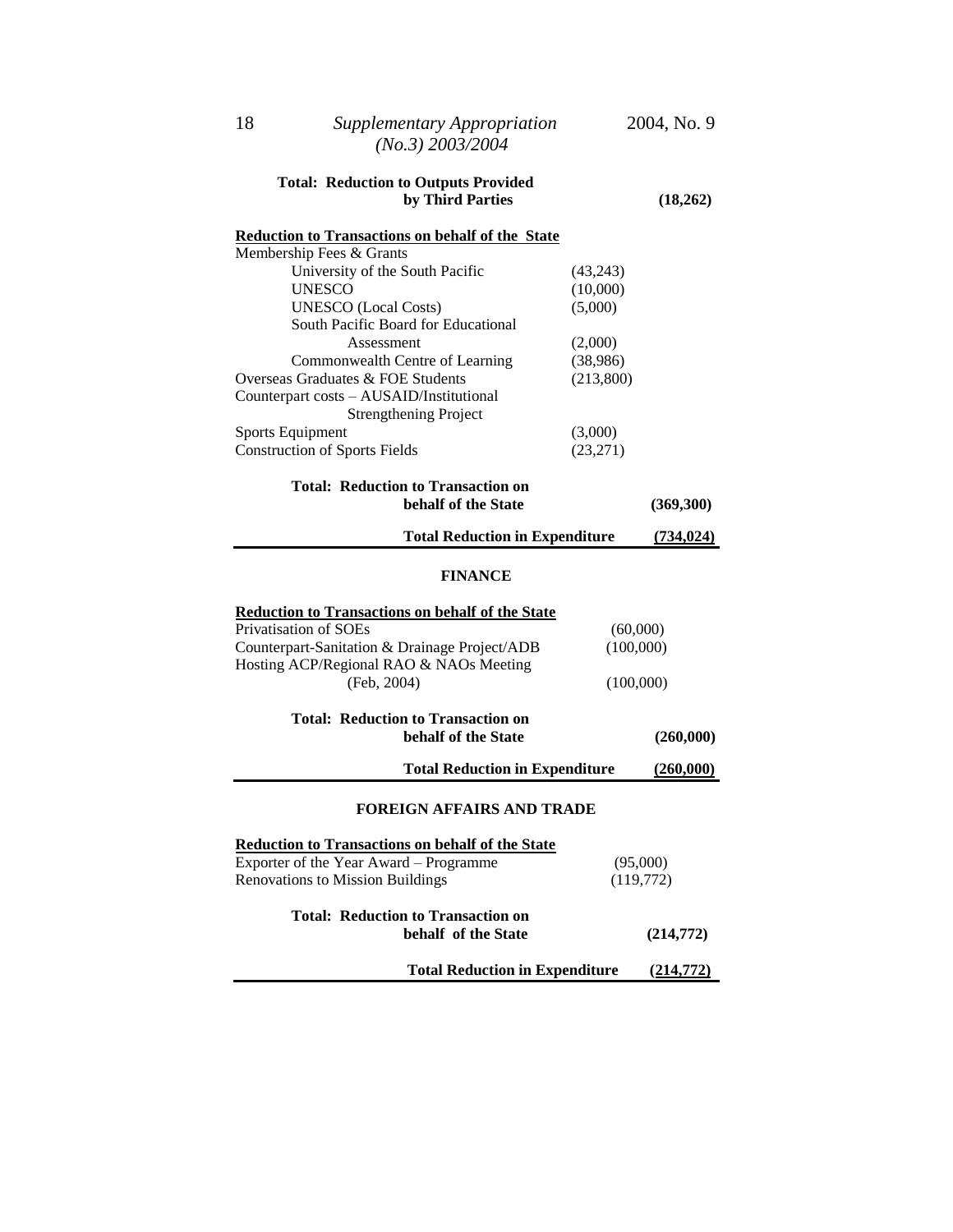**Total: Reduction to Outputs Provided by Third Parties** **(18,262)**

**Reduction to Transactions on behalf of the State**

| | | |
|---|---|---|
| Membership Fees & Grants | | |
| University of the South Pacific | (43,243) | |
| UNESCO | (10,000) | |
| UNESCO (Local Costs) | (5,000) | |
| South Pacific Board for Educational Assessment | (2,000) | |
| Commonwealth Centre of Learning | (38,986) | |
| Overseas Graduates & FOE Students | (213,800) | |
| Counterpart costs – AUSAID/Institutional Strengthening Project | | |
| Sports Equipment | (3,000) | |
| Construction of Sports Fields | (23,271) | |
| **Total: Reduction to Transaction on behalf of the State** | | **(369,300)** |
| **Total Reduction in Expenditure** | | **(734,024)** |

## FINANCE

**Reduction to Transactions on behalf of the State**

| | | |
|---|---|---|
| Privatisation of SOEs | (60,000) | |
| Counterpart-Sanitation & Drainage Project/ADB | (100,000) | |
| Hosting ACP/Regional RAO & NAOs Meeting (Feb, 2004) | (100,000) | |
| **Total: Reduction to Transaction on behalf of the State** | | **(260,000)** |
| **Total Reduction in Expenditure** | | **(260,000)** |

## FOREIGN AFFAIRS AND TRADE

**Reduction to Transactions on behalf of the State**

| | | |
|---|---|---|
| Exporter of the Year Award – Programme | (95,000) | |
| Renovations to Mission Buildings | (119,772) | |
| **Total: Reduction to Transaction on behalf of the State** | | **(214,772)** |
| **Total Reduction in Expenditure** | | **(214,772)** |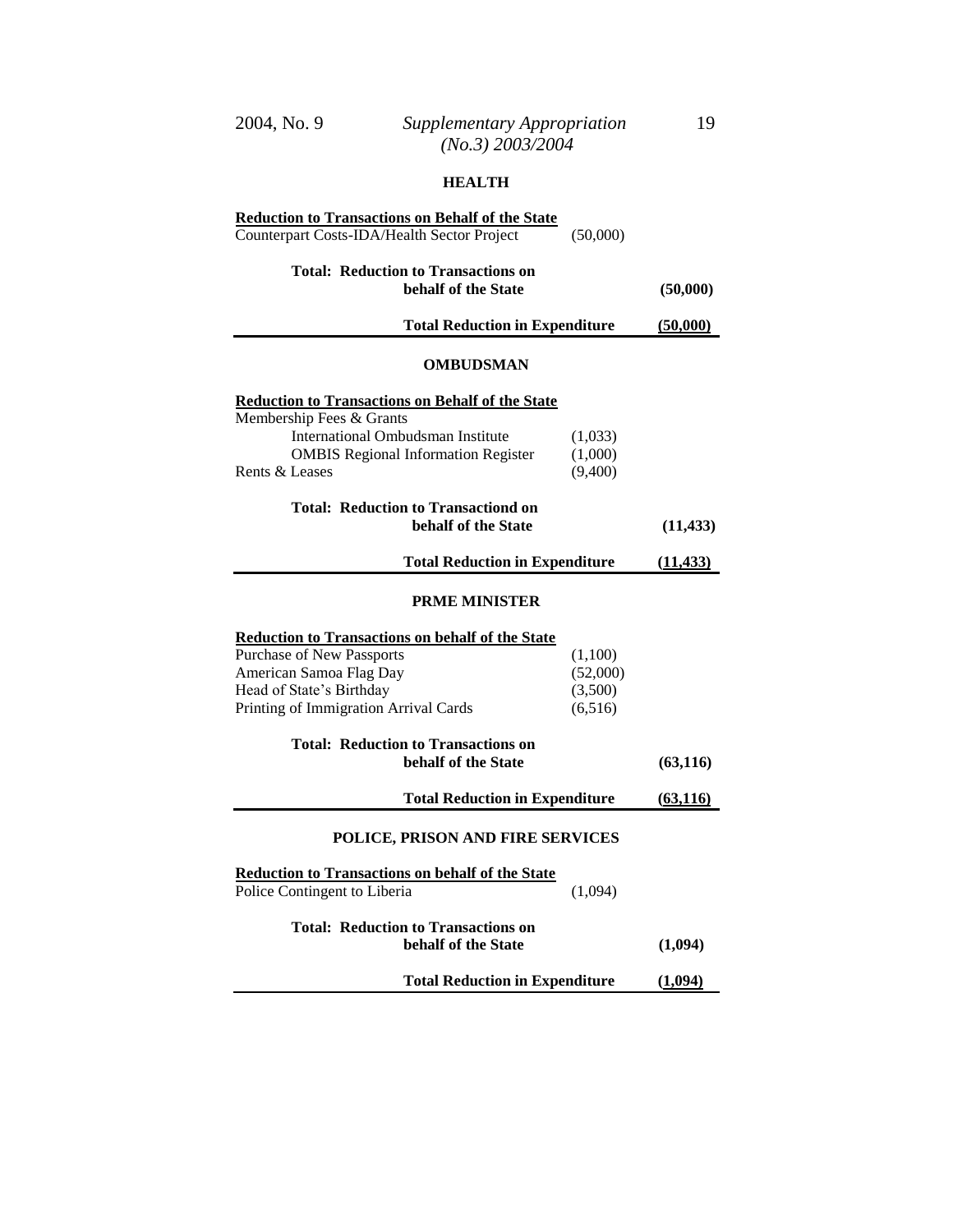## HEALTH

| | | |
|---|---|---|
| **Reduction to Transactions on Behalf of the State** | | |
| Counterpart Costs-IDA/Health Sector Project | (50,000) | |
| **Total: Reduction to Transactions on behalf of the State** | | **(50,000)** |
| **Total Reduction in Expenditure** | | **(50,000)** |

## OMBUDSMAN

| | | |
|---|---|---|
| **Reduction to Transactions on Behalf of the State** | | |
| Membership Fees & Grants | | |
| International Ombudsman Institute | (1,033) | |
| OMBIS Regional Information Register | (1,000) | |
| Rents & Leases | (9,400) | |
| **Total: Reduction to Transactiond on behalf of the State** | | **(11,433)** |
| **Total Reduction in Expenditure** | | **(11,433)** |

## PRME MINISTER

| | | |
|---|---|---|
| **Reduction to Transactions on behalf of the State** | | |
| Purchase of New Passports | (1,100) | |
| American Samoa Flag Day | (52,000) | |
| Head of State's Birthday | (3,500) | |
| Printing of Immigration Arrival Cards | (6,516) | |
| **Total: Reduction to Transactions on behalf of the State** | | **(63,116)** |
| **Total Reduction in Expenditure** | | **(63,116)** |

## POLICE, PRISON AND FIRE SERVICES

| | | |
|---|---|---|
| **Reduction to Transactions on behalf of the State** | | |
| Police Contingent to Liberia | (1,094) | |
| **Total: Reduction to Transactions on behalf of the State** | | **(1,094)** |
| **Total Reduction in Expenditure** | | **(1,094)** |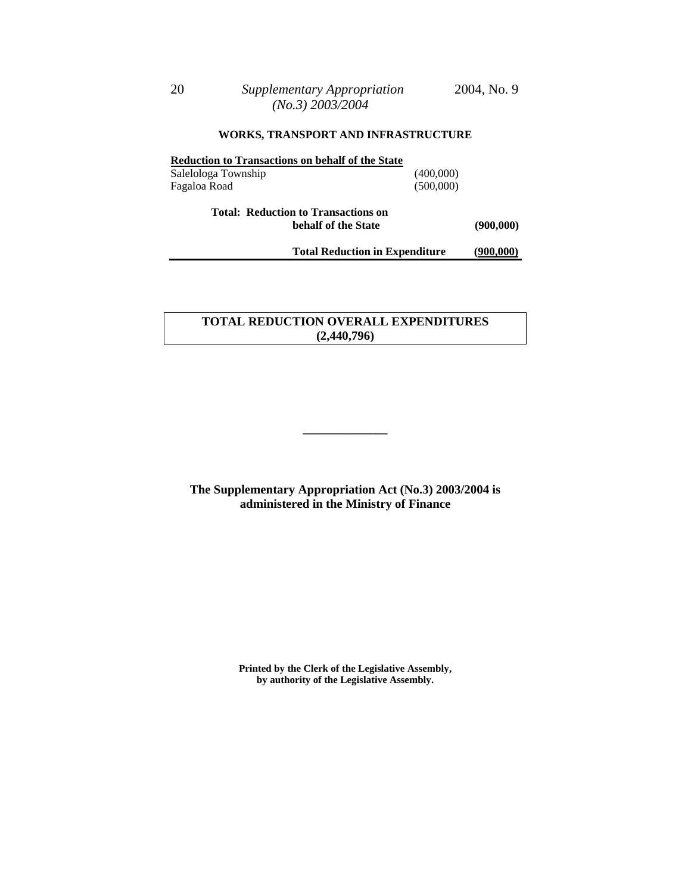### WORKS, TRANSPORT AND INFRASTRUCTURE

| | | |
|---|---|---|
| **Reduction to Transactions on behalf of the State** | | |
| Salelologa Township | (400,000) | |
| Fagaloa Road | (500,000) | |
| **Total: Reduction to Transactions on behalf of the State** | | **(900,000)** |
| **Total Reduction in Expenditure** | | **(900,000)** |

**TOTAL REDUCTION OVERALL EXPENDITURES**
**(2,440,796)**

---

**The Supplementary Appropriation Act (No.3) 2003/2004 is administered in the Ministry of Finance**

**Printed by the Clerk of the Legislative Assembly, by authority of the Legislative Assembly.**